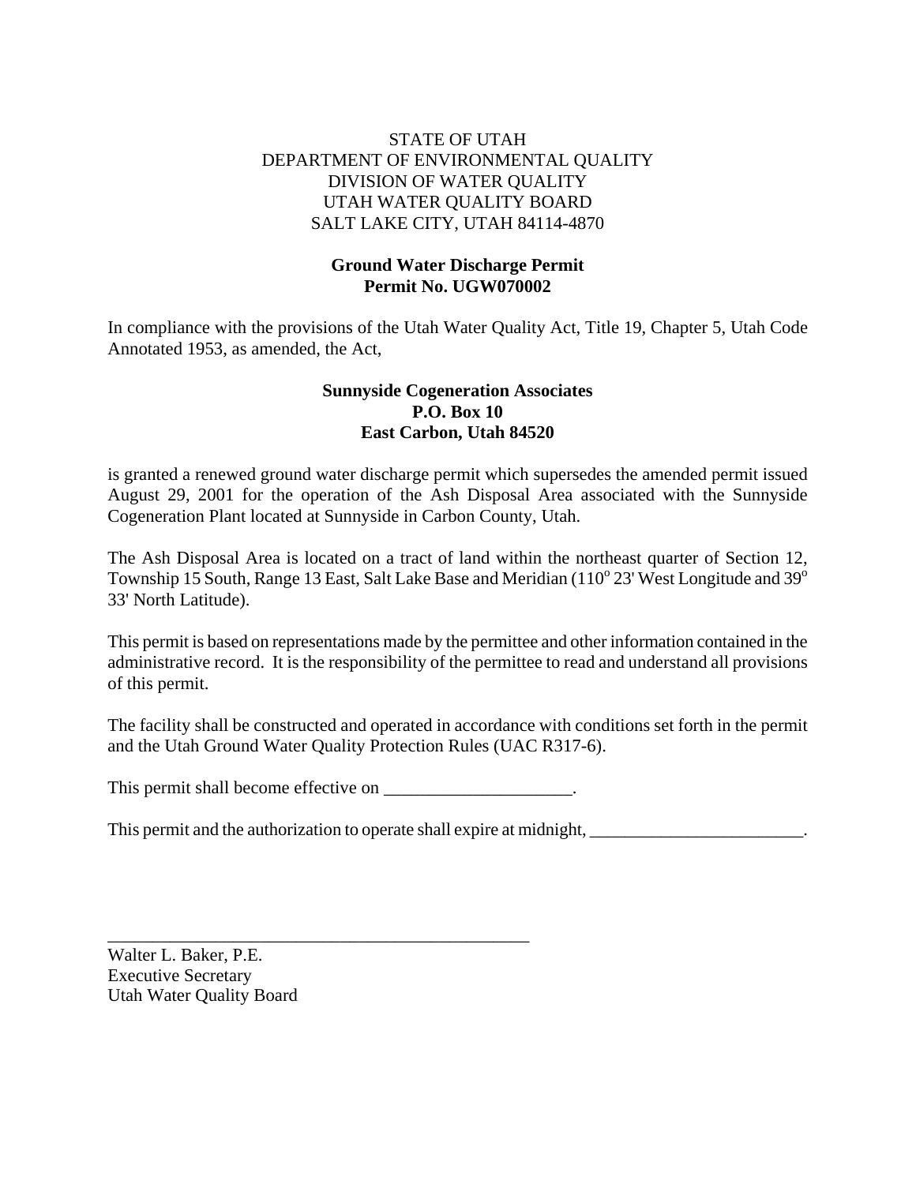STATE OF UTAH
DEPARTMENT OF ENVIRONMENTAL QUALITY
DIVISION OF WATER QUALITY
UTAH WATER QUALITY BOARD
SALT LAKE CITY, UTAH 84114-4870

**Ground Water Discharge Permit**
**Permit No. UGW070002**

In compliance with the provisions of the Utah Water Quality Act, Title 19, Chapter 5, Utah Code Annotated 1953, as amended, the Act,

**Sunnyside Cogeneration Associates**
**P.O. Box 10**
**East Carbon, Utah 84520**

is granted a renewed ground water discharge permit which supersedes the amended permit issued August 29, 2001 for the operation of the Ash Disposal Area associated with the Sunnyside Cogeneration Plant located at Sunnyside in Carbon County, Utah.

The Ash Disposal Area is located on a tract of land within the northeast quarter of Section 12, Township 15 South, Range 13 East, Salt Lake Base and Meridian ($110^o$ 23' West Longitude and $39^o$ 33' North Latitude).

This permit is based on representations made by the permittee and other information contained in the administrative record. It is the responsibility of the permittee to read and understand all provisions of this permit.

The facility shall be constructed and operated in accordance with conditions set forth in the permit and the Utah Ground Water Quality Protection Rules (UAC R317-6).

This permit shall become effective on ____________________.

This permit and the authorization to operate shall expire at midnight, _______________________.

_______________________________________________
Walter L. Baker, P.E.
Executive Secretary
Utah Water Quality Board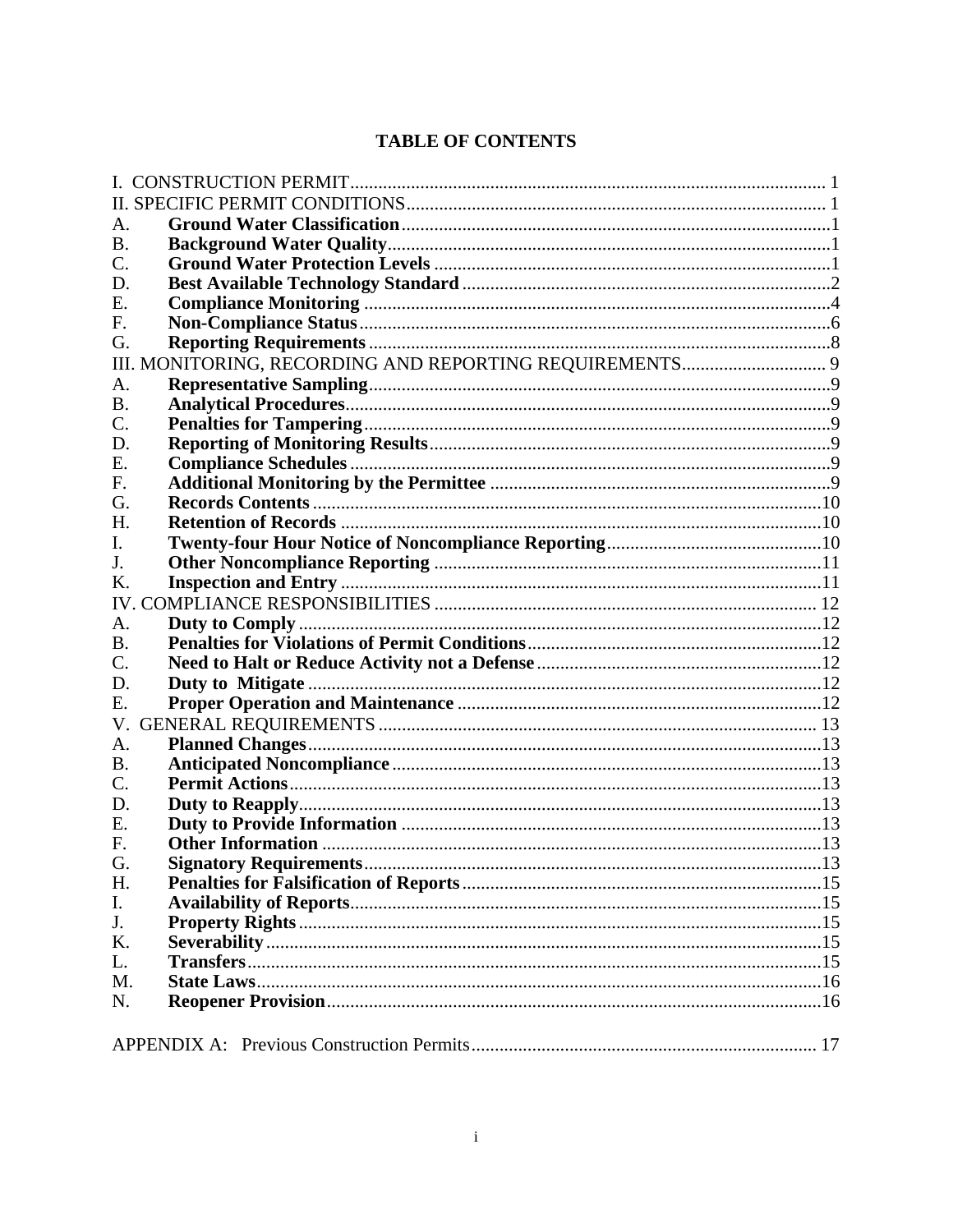# TABLE OF CONTENTS

| | | |
|---|---|---|
| I. CONSTRUCTION PERMIT | | 1 |
| II. SPECIFIC PERMIT CONDITIONS | | 1 |
| A. | **Ground Water Classification** | 1 |
| B. | **Background Water Quality** | 1 |
| C. | **Ground Water Protection Levels** | 1 |
| D. | **Best Available Technology Standard** | 2 |
| E. | **Compliance Monitoring** | 4 |
| F. | **Non-Compliance Status** | 6 |
| G. | **Reporting Requirements** | 8 |
| III. MONITORING, RECORDING AND REPORTING REQUIREMENTS | | 9 |
| A. | **Representative Sampling** | 9 |
| B. | **Analytical Procedures** | 9 |
| C. | **Penalties for Tampering** | 9 |
| D. | **Reporting of Monitoring Results** | 9 |
| E. | **Compliance Schedules** | 9 |
| F. | **Additional Monitoring by the Permittee** | 9 |
| G. | **Records Contents** | 10 |
| H. | **Retention of Records** | 10 |
| I. | **Twenty-four Hour Notice of Noncompliance Reporting** | 10 |
| J. | **Other Noncompliance Reporting** | 11 |
| K. | **Inspection and Entry** | 11 |
| IV. COMPLIANCE RESPONSIBILITIES | | 12 |
| A. | **Duty to Comply** | 12 |
| B. | **Penalties for Violations of Permit Conditions** | 12 |
| C. | **Need to Halt or Reduce Activity not a Defense** | 12 |
| D. | **Duty to Mitigate** | 12 |
| E. | **Proper Operation and Maintenance** | 12 |
| V. GENERAL REQUIREMENTS | | 13 |
| A. | **Planned Changes** | 13 |
| B. | **Anticipated Noncompliance** | 13 |
| C. | **Permit Actions** | 13 |
| D. | **Duty to Reapply** | 13 |
| E. | **Duty to Provide Information** | 13 |
| F. | **Other Information** | 13 |
| G. | **Signatory Requirements** | 13 |
| H. | **Penalties for Falsification of Reports** | 15 |
| I. | **Availability of Reports** | 15 |
| J. | **Property Rights** | 15 |
| K. | **Severability** | 15 |
| L. | **Transfers** | 15 |
| M. | **State Laws** | 16 |
| N. | **Reopener Provision** | 16 |
| APPENDIX A: Previous Construction Permits | | 17 |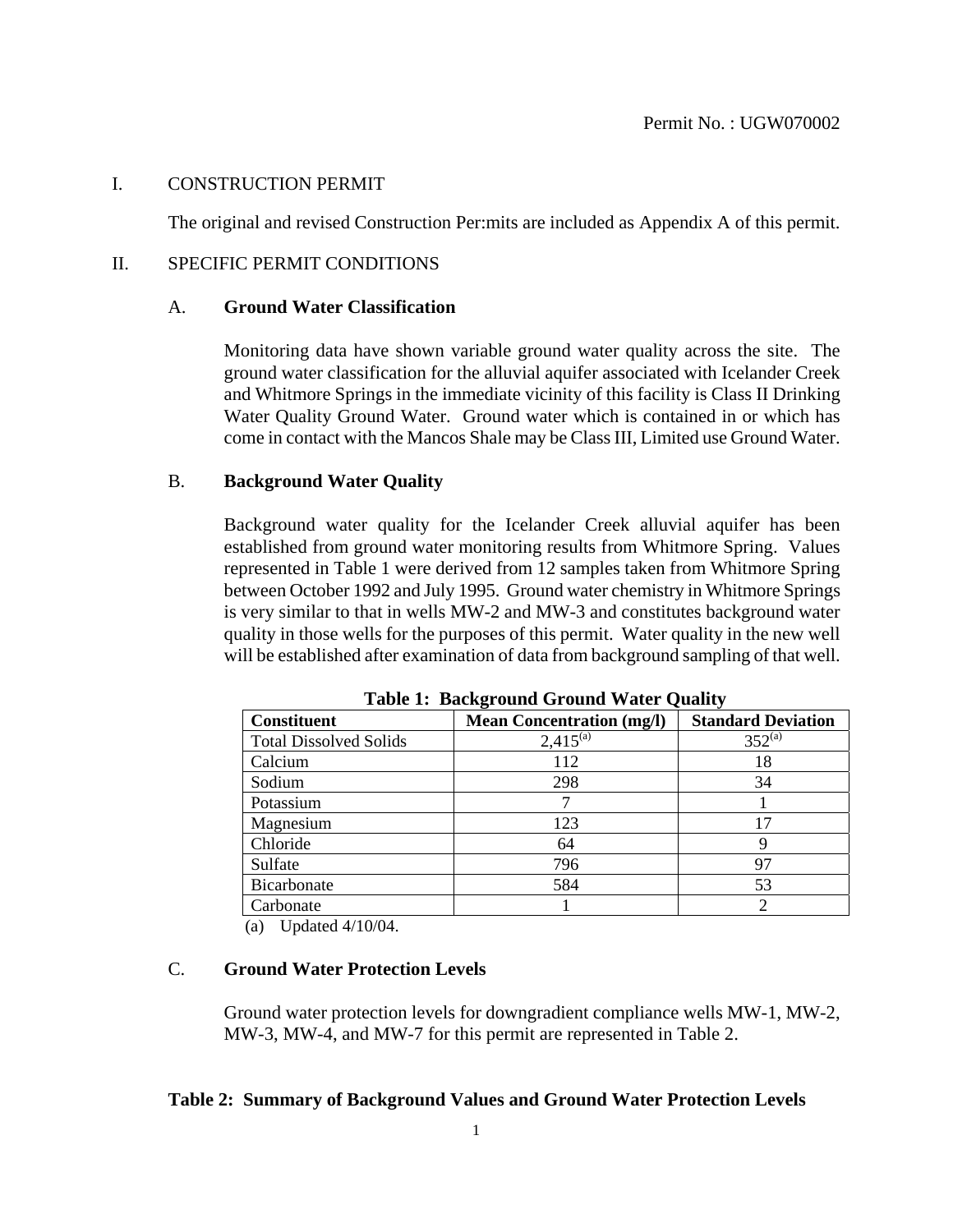Permit No. : UGW070002

I. CONSTRUCTION PERMIT

The original and revised Construction Per:mits are included as Appendix A of this permit.

II. SPECIFIC PERMIT CONDITIONS

A. **Ground Water Classification**

Monitoring data have shown variable ground water quality across the site. The ground water classification for the alluvial aquifer associated with Icelander Creek and Whitmore Springs in the immediate vicinity of this facility is Class II Drinking Water Quality Ground Water. Ground water which is contained in or which has come in contact with the Mancos Shale may be Class III, Limited use Ground Water.

B. **Background Water Quality**

Background water quality for the Icelander Creek alluvial aquifer has been established from ground water monitoring results from Whitmore Spring. Values represented in Table 1 were derived from 12 samples taken from Whitmore Spring between October 1992 and July 1995. Ground water chemistry in Whitmore Springs is very similar to that in wells MW-2 and MW-3 and constitutes background water quality in those wells for the purposes of this permit. Water quality in the new well will be established after examination of data from background sampling of that well.

**Table 1: Background Ground Water Quality**

| Constituent | Mean Concentration (mg/l) | Standard Deviation |
|---|---|---|
| Total Dissolved Solids | 2,415[(a)] | 352[(a)] |
| Calcium | 112 | 18 |
| Sodium | 298 | 34 |
| Potassium | 7 | 1 |
| Magnesium | 123 | 17 |
| Chloride | 64 | 9 |
| Sulfate | 796 | 97 |
| Bicarbonate | 584 | 53 |
| Carbonate | 1 | 2 |

(a) Updated 4/10/04.

C. **Ground Water Protection Levels**

Ground water protection levels for downgradient compliance wells MW-1, MW-2, MW-3, MW-4, and MW-7 for this permit are represented in Table 2.

**Table 2: Summary of Background Values and Ground Water Protection Levels**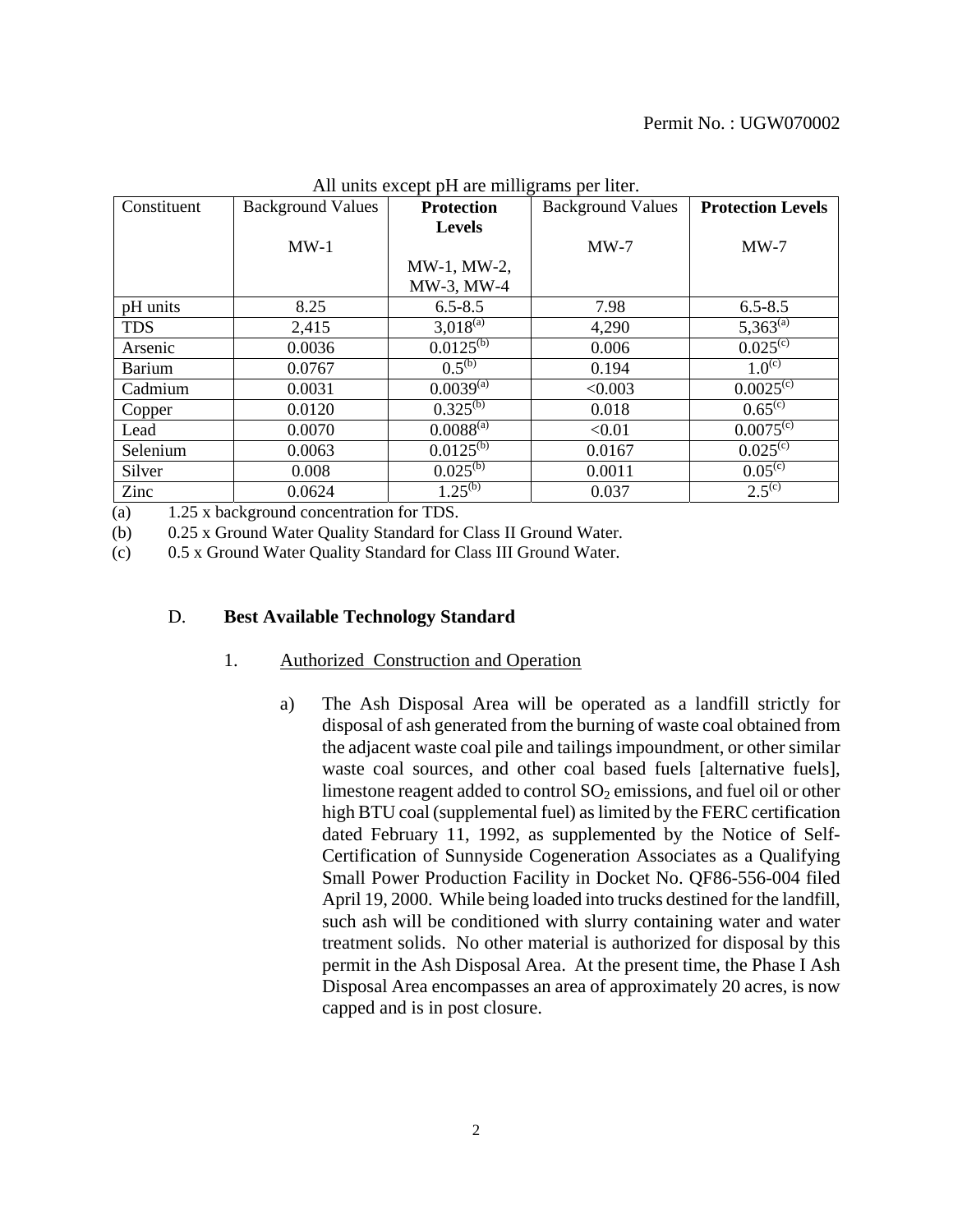All units except pH are milligrams per liter.

| Constituent | Background Values MW-1 | **Protection Levels** MW-1, MW-2, MW-3, MW-4 | Background Values MW-7 | **Protection Levels** MW-7 |
|---|---|---|---|---|
| pH units | 8.25 | 6.5-8.5 | 7.98 | 6.5-8.5 |
| TDS | 2,415 | 3,018[(a)] | 4,290 | 5,363[(a)] |
| Arsenic | 0.0036 | 0.0125[(b)] | 0.006 | 0.025[(c)] |
| Barium | 0.0767 | 0.5[(b)] | 0.194 | 1.0[(c)] |
| Cadmium | 0.0031 | 0.0039[(a)] | <0.003 | 0.0025[(c)] |
| Copper | 0.0120 | 0.325[(b)] | 0.018 | 0.65[(c)] |
| Lead | 0.0070 | 0.0088[(a)] | <0.01 | 0.0075[(c)] |
| Selenium | 0.0063 | 0.0125[(b)] | 0.0167 | 0.025[(c)] |
| Silver | 0.008 | 0.025[(b)] | 0.0011 | 0.05[(c)] |
| Zinc | 0.0624 | 1.25[(b)] | 0.037 | 2.5[(c)] |

(a) 1.25 x background concentration for TDS.

(b) 0.25 x Ground Water Quality Standard for Class II Ground Water.

(c) 0.5 x Ground Water Quality Standard for Class III Ground Water.

D. **Best Available Technology Standard**

1. Authorized Construction and Operation

a) The Ash Disposal Area will be operated as a landfill strictly for disposal of ash generated from the burning of waste coal obtained from the adjacent waste coal pile and tailings impoundment, or other similar waste coal sources, and other coal based fuels [alternative fuels], limestone reagent added to control $SO_2$ emissions, and fuel oil or other high BTU coal (supplemental fuel) as limited by the FERC certification dated February 11, 1992, as supplemented by the Notice of Self-Certification of Sunnyside Cogeneration Associates as a Qualifying Small Power Production Facility in Docket No. QF86-556-004 filed April 19, 2000. While being loaded into trucks destined for the landfill, such ash will be conditioned with slurry containing water and water treatment solids. No other material is authorized for disposal by this permit in the Ash Disposal Area. At the present time, the Phase I Ash Disposal Area encompasses an area of approximately 20 acres, is now capped and is in post closure.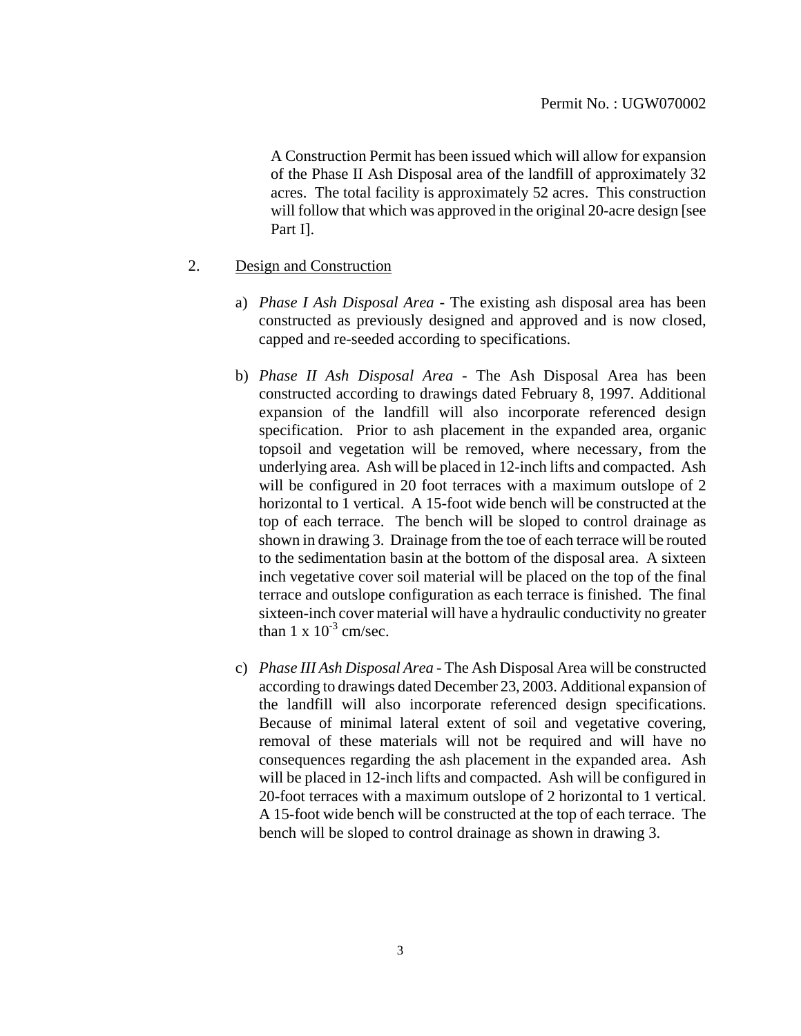A Construction Permit has been issued which will allow for expansion of the Phase II Ash Disposal area of the landfill of approximately 32 acres. The total facility is approximately 52 acres. This construction will follow that which was approved in the original 20-acre design [see Part I].

2. Design and Construction

a) *Phase I Ash Disposal Area* - The existing ash disposal area has been constructed as previously designed and approved and is now closed, capped and re-seeded according to specifications.

b) *Phase II Ash Disposal Area* - The Ash Disposal Area has been constructed according to drawings dated February 8, 1997. Additional expansion of the landfill will also incorporate referenced design specification. Prior to ash placement in the expanded area, organic topsoil and vegetation will be removed, where necessary, from the underlying area. Ash will be placed in 12-inch lifts and compacted. Ash will be configured in 20 foot terraces with a maximum outslope of 2 horizontal to 1 vertical. A 15-foot wide bench will be constructed at the top of each terrace. The bench will be sloped to control drainage as shown in drawing 3. Drainage from the toe of each terrace will be routed to the sedimentation basin at the bottom of the disposal area. A sixteen inch vegetative cover soil material will be placed on the top of the final terrace and outslope configuration as each terrace is finished. The final sixteen-inch cover material will have a hydraulic conductivity no greater than $1 \times 10^{-3}$ cm/sec.

c) *Phase III Ash Disposal Area* - The Ash Disposal Area will be constructed according to drawings dated December 23, 2003. Additional expansion of the landfill will also incorporate referenced design specifications. Because of minimal lateral extent of soil and vegetative covering, removal of these materials will not be required and will have no consequences regarding the ash placement in the expanded area. Ash will be placed in 12-inch lifts and compacted. Ash will be configured in 20-foot terraces with a maximum outslope of 2 horizontal to 1 vertical. A 15-foot wide bench will be constructed at the top of each terrace. The bench will be sloped to control drainage as shown in drawing 3.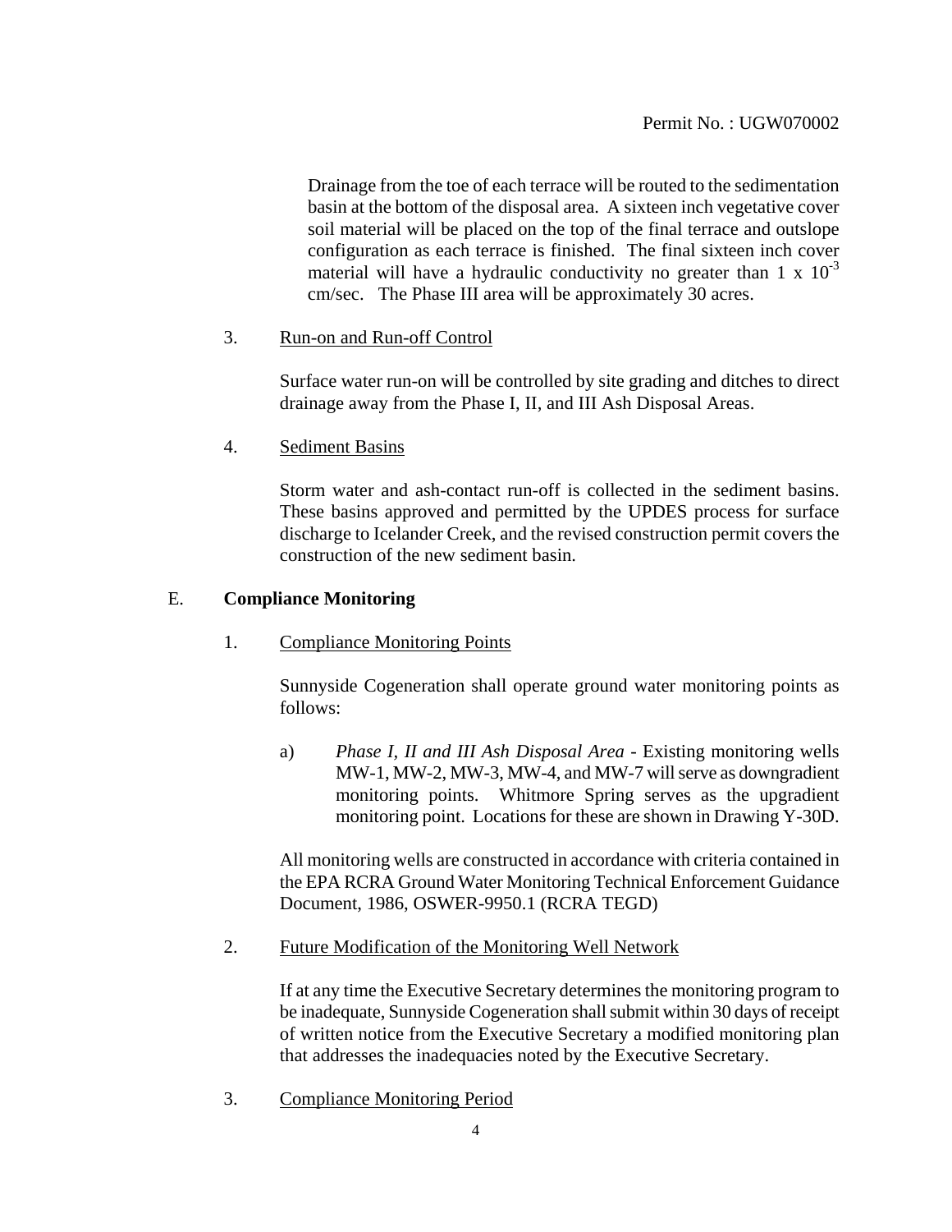Drainage from the toe of each terrace will be routed to the sedimentation basin at the bottom of the disposal area. A sixteen inch vegetative cover soil material will be placed on the top of the final terrace and outslope configuration as each terrace is finished. The final sixteen inch cover material will have a hydraulic conductivity no greater than $1 \times 10^{-3}$ cm/sec. The Phase III area will be approximately 30 acres.

3. Run-on and Run-off Control

   Surface water run-on will be controlled by site grading and ditches to direct drainage away from the Phase I, II, and III Ash Disposal Areas.

4. Sediment Basins

   Storm water and ash-contact run-off is collected in the sediment basins. These basins approved and permitted by the UPDES process for surface discharge to Icelander Creek, and the revised construction permit covers the construction of the new sediment basin.

## E. Compliance Monitoring

1. Compliance Monitoring Points

   Sunnyside Cogeneration shall operate ground water monitoring points as follows:

   a) *Phase I, II and III Ash Disposal Area* - Existing monitoring wells MW-1, MW-2, MW-3, MW-4, and MW-7 will serve as downgradient monitoring points. Whitmore Spring serves as the upgradient monitoring point. Locations for these are shown in Drawing Y-30D.

   All monitoring wells are constructed in accordance with criteria contained in the EPA RCRA Ground Water Monitoring Technical Enforcement Guidance Document, 1986, OSWER-9950.1 (RCRA TEGD)

2. Future Modification of the Monitoring Well Network

   If at any time the Executive Secretary determines the monitoring program to be inadequate, Sunnyside Cogeneration shall submit within 30 days of receipt of written notice from the Executive Secretary a modified monitoring plan that addresses the inadequacies noted by the Executive Secretary.

3. Compliance Monitoring Period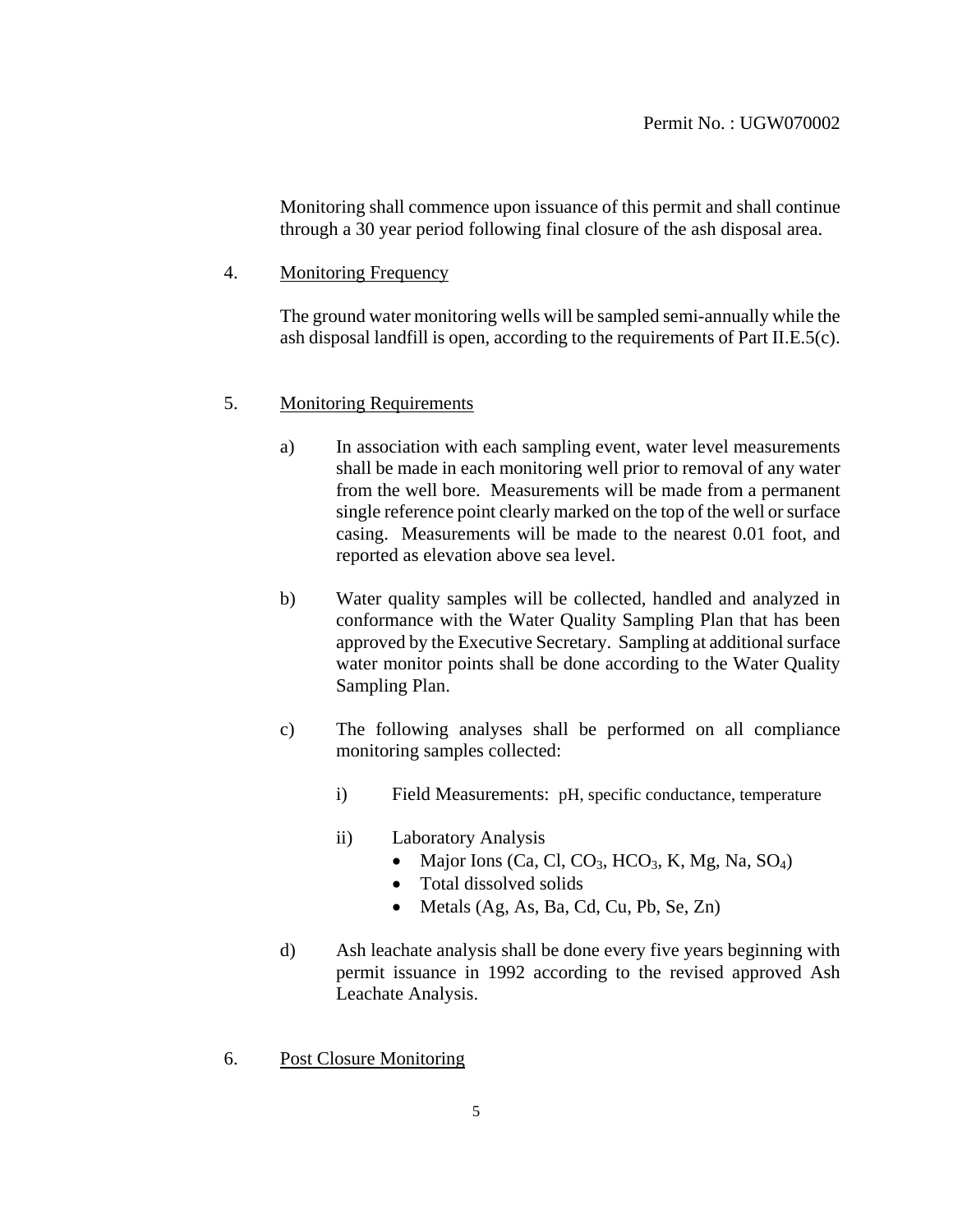Monitoring shall commence upon issuance of this permit and shall continue through a 30 year period following final closure of the ash disposal area.

4. Monitoring Frequency

The ground water monitoring wells will be sampled semi-annually while the ash disposal landfill is open, according to the requirements of Part II.E.5(c).

5. Monitoring Requirements

a) In association with each sampling event, water level measurements shall be made in each monitoring well prior to removal of any water from the well bore. Measurements will be made from a permanent single reference point clearly marked on the top of the well or surface casing. Measurements will be made to the nearest 0.01 foot, and reported as elevation above sea level.

b) Water quality samples will be collected, handled and analyzed in conformance with the Water Quality Sampling Plan that has been approved by the Executive Secretary. Sampling at additional surface water monitor points shall be done according to the Water Quality Sampling Plan.

c) The following analyses shall be performed on all compliance monitoring samples collected:

   i) Field Measurements: pH, specific conductance, temperature

   ii) Laboratory Analysis
      - Major Ions (Ca, Cl, $CO_3$, $HCO_3$, K, Mg, Na, $SO_4$)
      - Total dissolved solids
      - Metals (Ag, As, Ba, Cd, Cu, Pb, Se, Zn)

d) Ash leachate analysis shall be done every five years beginning with permit issuance in 1992 according to the revised approved Ash Leachate Analysis.

6. Post Closure Monitoring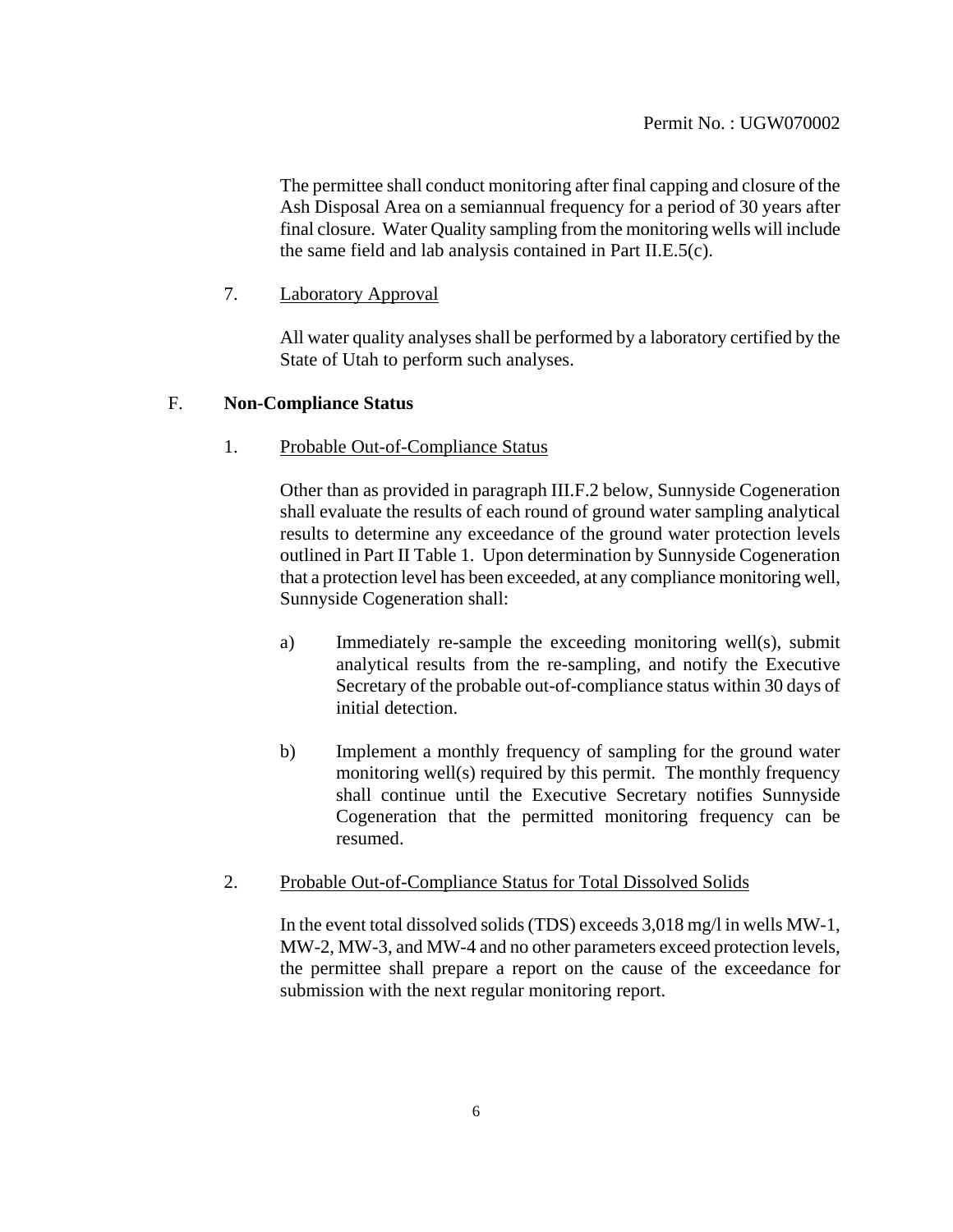The permittee shall conduct monitoring after final capping and closure of the Ash Disposal Area on a semiannual frequency for a period of 30 years after final closure. Water Quality sampling from the monitoring wells will include the same field and lab analysis contained in Part II.E.5(c).

7. Laboratory Approval

   All water quality analyses shall be performed by a laboratory certified by the State of Utah to perform such analyses.

## F. Non-Compliance Status

1. Probable Out-of-Compliance Status

   Other than as provided in paragraph III.F.2 below, Sunnyside Cogeneration shall evaluate the results of each round of ground water sampling analytical results to determine any exceedance of the ground water protection levels outlined in Part II Table 1. Upon determination by Sunnyside Cogeneration that a protection level has been exceeded, at any compliance monitoring well, Sunnyside Cogeneration shall:

   a) Immediately re-sample the exceeding monitoring well(s), submit analytical results from the re-sampling, and notify the Executive Secretary of the probable out-of-compliance status within 30 days of initial detection.

   b) Implement a monthly frequency of sampling for the ground water monitoring well(s) required by this permit. The monthly frequency shall continue until the Executive Secretary notifies Sunnyside Cogeneration that the permitted monitoring frequency can be resumed.

2. Probable Out-of-Compliance Status for Total Dissolved Solids

   In the event total dissolved solids (TDS) exceeds 3,018 mg/l in wells MW-1, MW-2, MW-3, and MW-4 and no other parameters exceed protection levels, the permittee shall prepare a report on the cause of the exceedance for submission with the next regular monitoring report.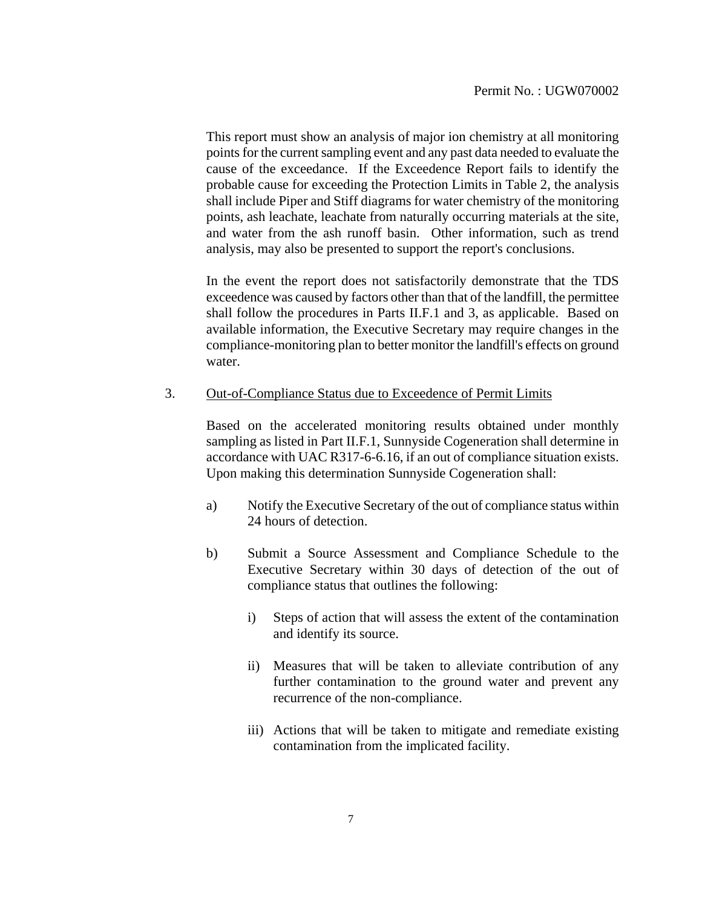This report must show an analysis of major ion chemistry at all monitoring points for the current sampling event and any past data needed to evaluate the cause of the exceedance. If the Exceedence Report fails to identify the probable cause for exceeding the Protection Limits in Table 2, the analysis shall include Piper and Stiff diagrams for water chemistry of the monitoring points, ash leachate, leachate from naturally occurring materials at the site, and water from the ash runoff basin. Other information, such as trend analysis, may also be presented to support the report's conclusions.

In the event the report does not satisfactorily demonstrate that the TDS exceedence was caused by factors other than that of the landfill, the permittee shall follow the procedures in Parts II.F.1 and 3, as applicable. Based on available information, the Executive Secretary may require changes in the compliance-monitoring plan to better monitor the landfill's effects on ground water.

3. Out-of-Compliance Status due to Exceedence of Permit Limits

Based on the accelerated monitoring results obtained under monthly sampling as listed in Part II.F.1, Sunnyside Cogeneration shall determine in accordance with UAC R317-6-6.16, if an out of compliance situation exists. Upon making this determination Sunnyside Cogeneration shall:

a) Notify the Executive Secretary of the out of compliance status within 24 hours of detection.

b) Submit a Source Assessment and Compliance Schedule to the Executive Secretary within 30 days of detection of the out of compliance status that outlines the following:

   i) Steps of action that will assess the extent of the contamination and identify its source.

   ii) Measures that will be taken to alleviate contribution of any further contamination to the ground water and prevent any recurrence of the non-compliance.

   iii) Actions that will be taken to mitigate and remediate existing contamination from the implicated facility.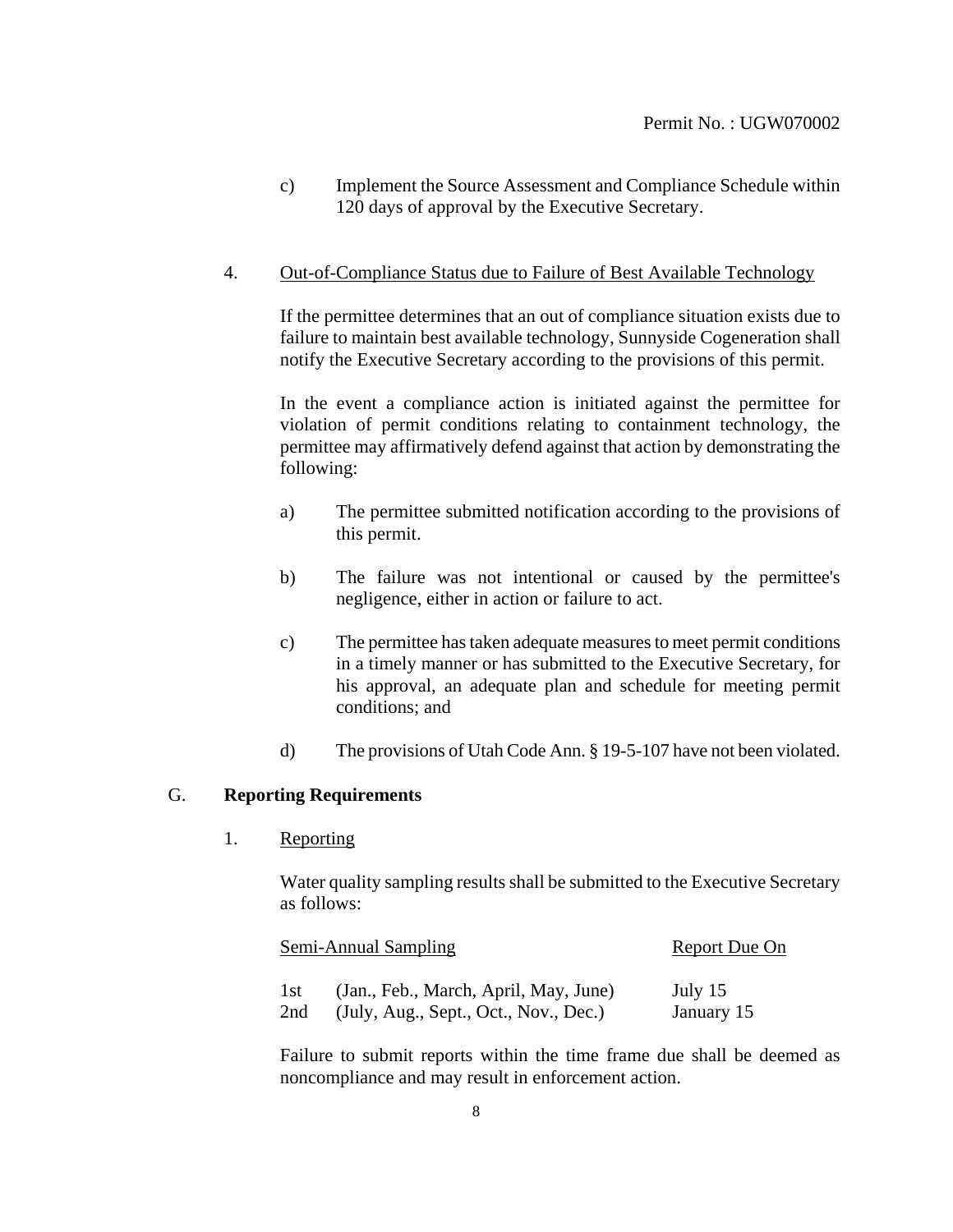c) Implement the Source Assessment and Compliance Schedule within 120 days of approval by the Executive Secretary.

4. Out-of-Compliance Status due to Failure of Best Available Technology

If the permittee determines that an out of compliance situation exists due to failure to maintain best available technology, Sunnyside Cogeneration shall notify the Executive Secretary according to the provisions of this permit.

In the event a compliance action is initiated against the permittee for violation of permit conditions relating to containment technology, the permittee may affirmatively defend against that action by demonstrating the following:

a) The permittee submitted notification according to the provisions of this permit.

b) The failure was not intentional or caused by the permittee's negligence, either in action or failure to act.

c) The permittee has taken adequate measures to meet permit conditions in a timely manner or has submitted to the Executive Secretary, for his approval, an adequate plan and schedule for meeting permit conditions; and

d) The provisions of Utah Code Ann. § 19-5-107 have not been violated.

G. **Reporting Requirements**

1. Reporting

Water quality sampling results shall be submitted to the Executive Secretary as follows:

| Semi-Annual Sampling | | Report Due On |
|---|---|---|
| 1st | (Jan., Feb., March, April, May, June) | July 15 |
| 2nd | (July, Aug., Sept., Oct., Nov., Dec.) | January 15 |

Failure to submit reports within the time frame due shall be deemed as noncompliance and may result in enforcement action.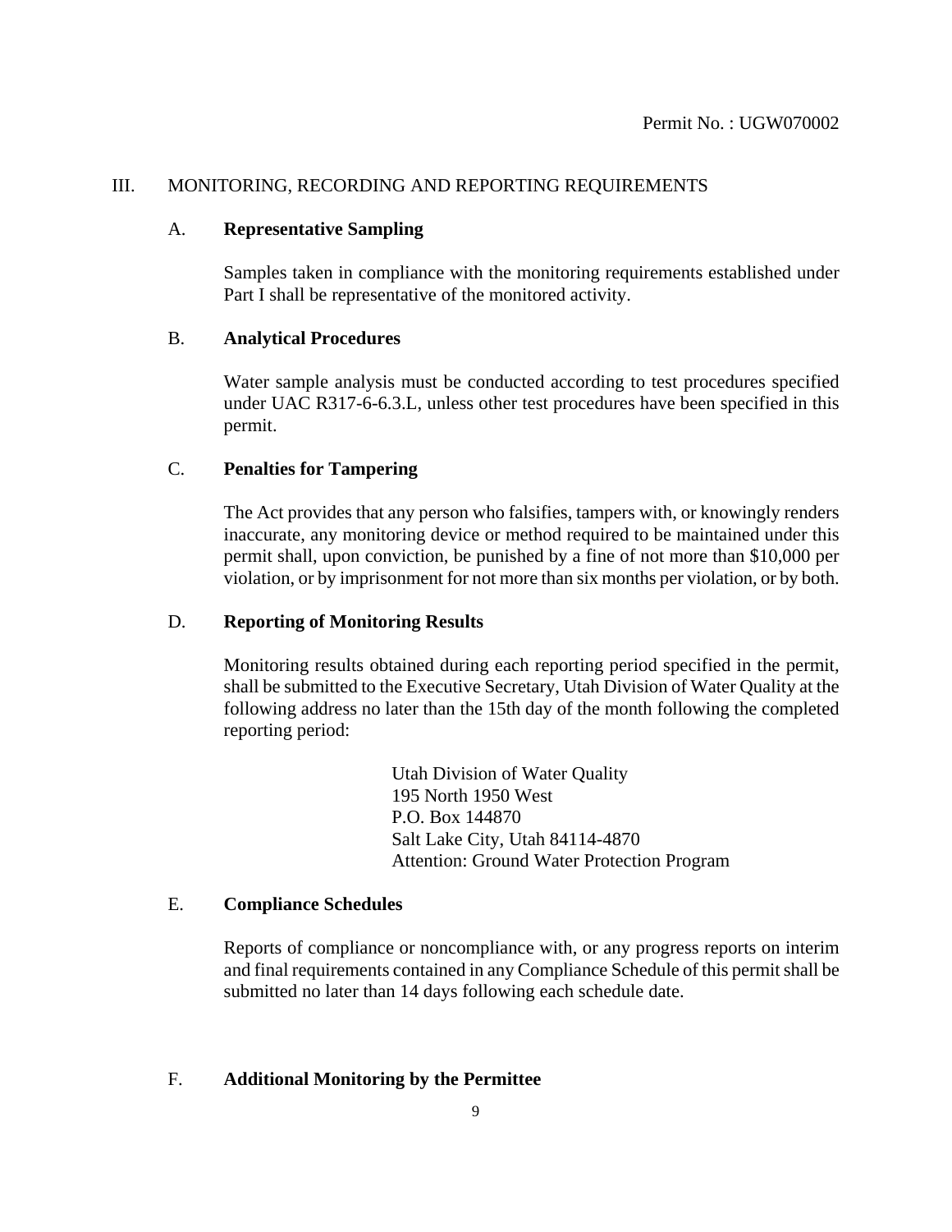Permit No. : UGW070002

## III. MONITORING, RECORDING AND REPORTING REQUIREMENTS

### A. **Representative Sampling**

Samples taken in compliance with the monitoring requirements established under Part I shall be representative of the monitored activity.

### B. **Analytical Procedures**

Water sample analysis must be conducted according to test procedures specified under UAC R317-6-6.3.L, unless other test procedures have been specified in this permit.

### C. **Penalties for Tampering**

The Act provides that any person who falsifies, tampers with, or knowingly renders inaccurate, any monitoring device or method required to be maintained under this permit shall, upon conviction, be punished by a fine of not more than $10,000 per violation, or by imprisonment for not more than six months per violation, or by both.

### D. **Reporting of Monitoring Results**

Monitoring results obtained during each reporting period specified in the permit, shall be submitted to the Executive Secretary, Utah Division of Water Quality at the following address no later than the 15th day of the month following the completed reporting period:

Utah Division of Water Quality
195 North 1950 West
P.O. Box 144870
Salt Lake City, Utah 84114-4870
Attention: Ground Water Protection Program

### E. **Compliance Schedules**

Reports of compliance or noncompliance with, or any progress reports on interim and final requirements contained in any Compliance Schedule of this permit shall be submitted no later than 14 days following each schedule date.

### F. **Additional Monitoring by the Permittee**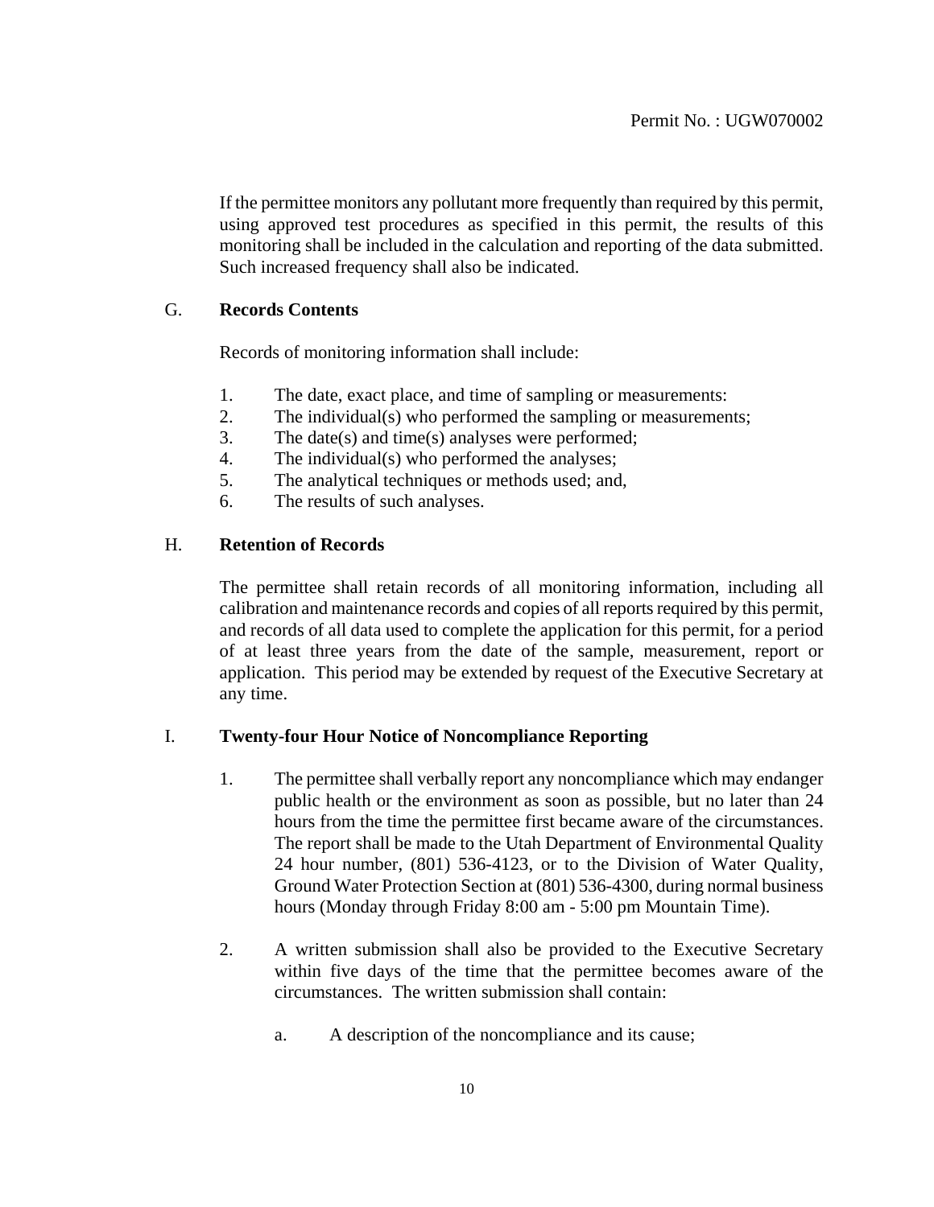If the permittee monitors any pollutant more frequently than required by this permit, using approved test procedures as specified in this permit, the results of this monitoring shall be included in the calculation and reporting of the data submitted. Such increased frequency shall also be indicated.

G. **Records Contents**

Records of monitoring information shall include:

1. The date, exact place, and time of sampling or measurements:
2. The individual(s) who performed the sampling or measurements;
3. The date(s) and time(s) analyses were performed;
4. The individual(s) who performed the analyses;
5. The analytical techniques or methods used; and,
6. The results of such analyses.

H. **Retention of Records**

The permittee shall retain records of all monitoring information, including all calibration and maintenance records and copies of all reports required by this permit, and records of all data used to complete the application for this permit, for a period of at least three years from the date of the sample, measurement, report or application. This period may be extended by request of the Executive Secretary at any time.

I. **Twenty-four Hour Notice of Noncompliance Reporting**

1. The permittee shall verbally report any noncompliance which may endanger public health or the environment as soon as possible, but no later than 24 hours from the time the permittee first became aware of the circumstances. The report shall be made to the Utah Department of Environmental Quality 24 hour number, (801) 536-4123, or to the Division of Water Quality, Ground Water Protection Section at (801) 536-4300, during normal business hours (Monday through Friday 8:00 am - 5:00 pm Mountain Time).

2. A written submission shall also be provided to the Executive Secretary within five days of the time that the permittee becomes aware of the circumstances. The written submission shall contain:

   a. A description of the noncompliance and its cause;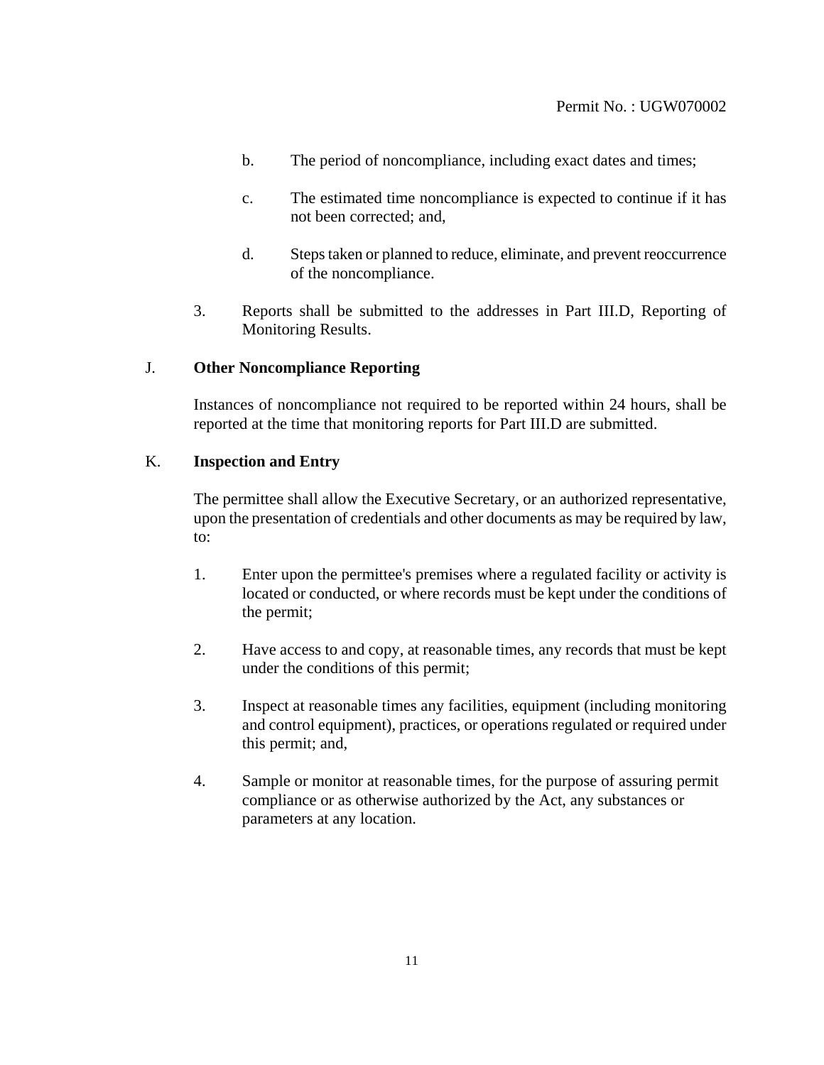b. The period of noncompliance, including exact dates and times;

c. The estimated time noncompliance is expected to continue if it has not been corrected; and,

d. Steps taken or planned to reduce, eliminate, and prevent reoccurrence of the noncompliance.

3. Reports shall be submitted to the addresses in Part III.D, Reporting of Monitoring Results.

J. **Other Noncompliance Reporting**

Instances of noncompliance not required to be reported within 24 hours, shall be reported at the time that monitoring reports for Part III.D are submitted.

K. **Inspection and Entry**

The permittee shall allow the Executive Secretary, or an authorized representative, upon the presentation of credentials and other documents as may be required by law, to:

1. Enter upon the permittee's premises where a regulated facility or activity is located or conducted, or where records must be kept under the conditions of the permit;

2. Have access to and copy, at reasonable times, any records that must be kept under the conditions of this permit;

3. Inspect at reasonable times any facilities, equipment (including monitoring and control equipment), practices, or operations regulated or required under this permit; and,

4. Sample or monitor at reasonable times, for the purpose of assuring permit compliance or as otherwise authorized by the Act, any substances or parameters at any location.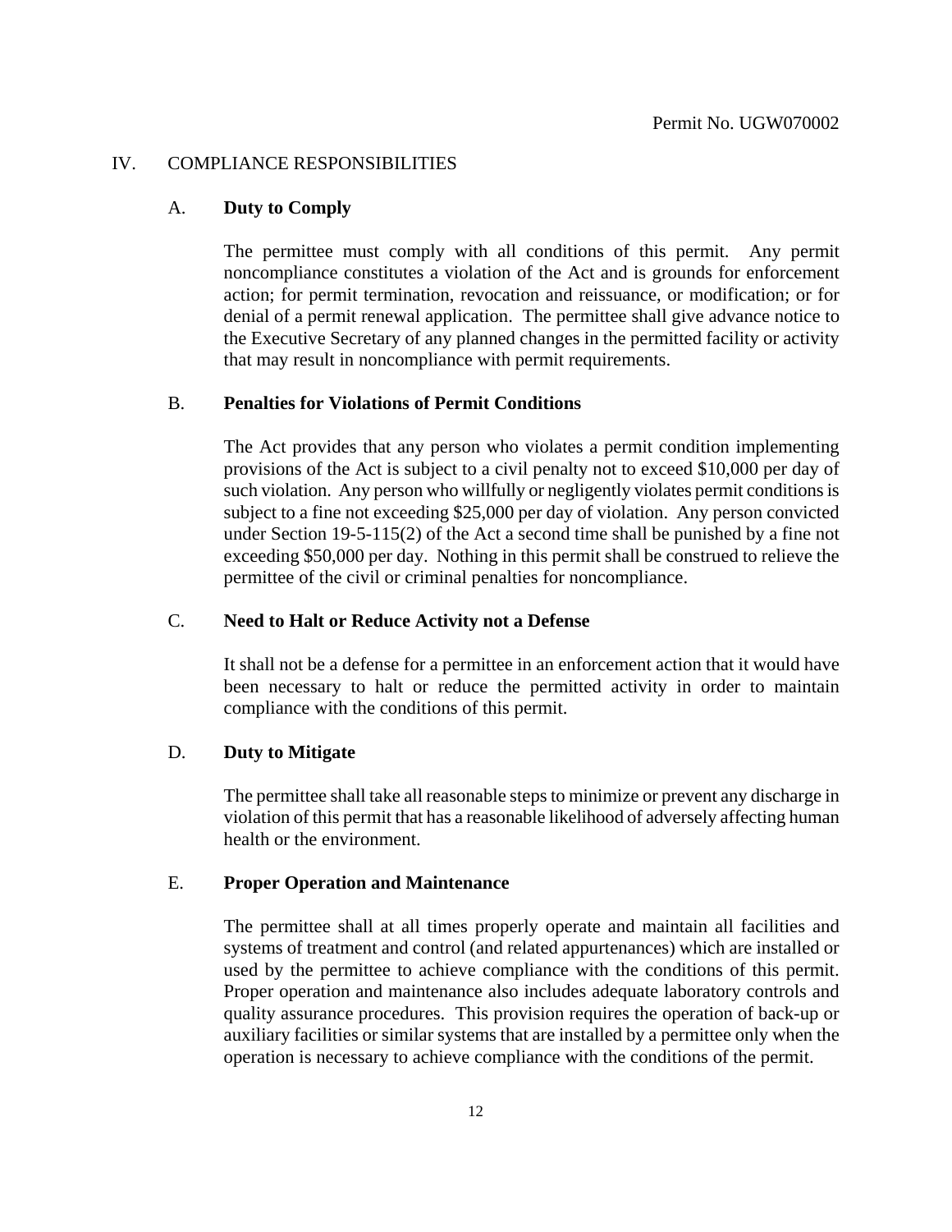## IV. COMPLIANCE RESPONSIBILITIES

### A. **Duty to Comply**

The permittee must comply with all conditions of this permit. Any permit noncompliance constitutes a violation of the Act and is grounds for enforcement action; for permit termination, revocation and reissuance, or modification; or for denial of a permit renewal application. The permittee shall give advance notice to the Executive Secretary of any planned changes in the permitted facility or activity that may result in noncompliance with permit requirements.

### B. **Penalties for Violations of Permit Conditions**

The Act provides that any person who violates a permit condition implementing provisions of the Act is subject to a civil penalty not to exceed $10,000 per day of such violation. Any person who willfully or negligently violates permit conditions is subject to a fine not exceeding $25,000 per day of violation. Any person convicted under Section 19-5-115(2) of the Act a second time shall be punished by a fine not exceeding $50,000 per day. Nothing in this permit shall be construed to relieve the permittee of the civil or criminal penalties for noncompliance.

### C. **Need to Halt or Reduce Activity not a Defense**

It shall not be a defense for a permittee in an enforcement action that it would have been necessary to halt or reduce the permitted activity in order to maintain compliance with the conditions of this permit.

### D. **Duty to Mitigate**

The permittee shall take all reasonable steps to minimize or prevent any discharge in violation of this permit that has a reasonable likelihood of adversely affecting human health or the environment.

### E. **Proper Operation and Maintenance**

The permittee shall at all times properly operate and maintain all facilities and systems of treatment and control (and related appurtenances) which are installed or used by the permittee to achieve compliance with the conditions of this permit. Proper operation and maintenance also includes adequate laboratory controls and quality assurance procedures. This provision requires the operation of back-up or auxiliary facilities or similar systems that are installed by a permittee only when the operation is necessary to achieve compliance with the conditions of the permit.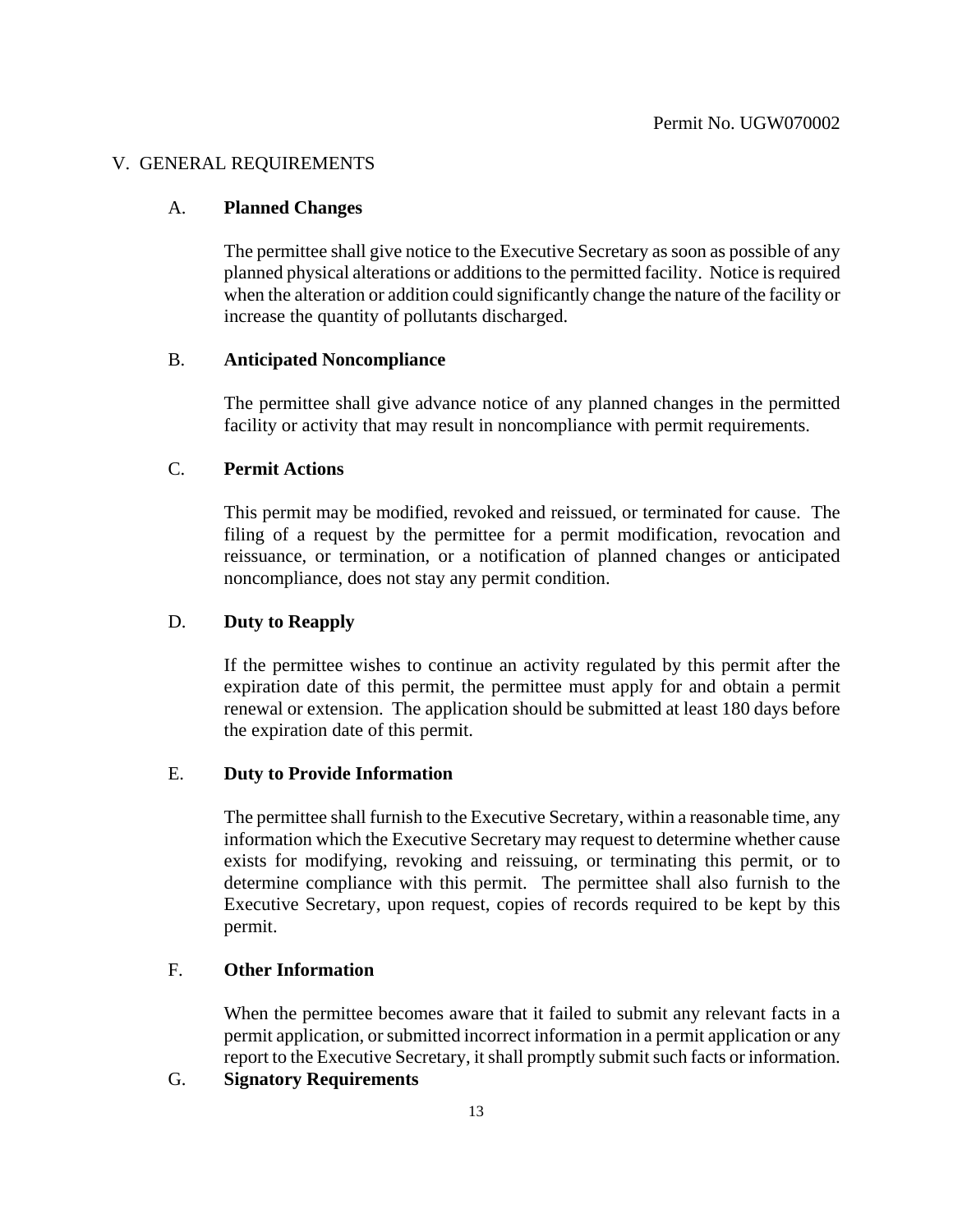## V. GENERAL REQUIREMENTS

### A. **Planned Changes**

The permittee shall give notice to the Executive Secretary as soon as possible of any planned physical alterations or additions to the permitted facility. Notice is required when the alteration or addition could significantly change the nature of the facility or increase the quantity of pollutants discharged.

### B. **Anticipated Noncompliance**

The permittee shall give advance notice of any planned changes in the permitted facility or activity that may result in noncompliance with permit requirements.

### C. **Permit Actions**

This permit may be modified, revoked and reissued, or terminated for cause. The filing of a request by the permittee for a permit modification, revocation and reissuance, or termination, or a notification of planned changes or anticipated noncompliance, does not stay any permit condition.

### D. **Duty to Reapply**

If the permittee wishes to continue an activity regulated by this permit after the expiration date of this permit, the permittee must apply for and obtain a permit renewal or extension. The application should be submitted at least 180 days before the expiration date of this permit.

### E. **Duty to Provide Information**

The permittee shall furnish to the Executive Secretary, within a reasonable time, any information which the Executive Secretary may request to determine whether cause exists for modifying, revoking and reissuing, or terminating this permit, or to determine compliance with this permit. The permittee shall also furnish to the Executive Secretary, upon request, copies of records required to be kept by this permit.

### F. **Other Information**

When the permittee becomes aware that it failed to submit any relevant facts in a permit application, or submitted incorrect information in a permit application or any report to the Executive Secretary, it shall promptly submit such facts or information.

### G. **Signatory Requirements**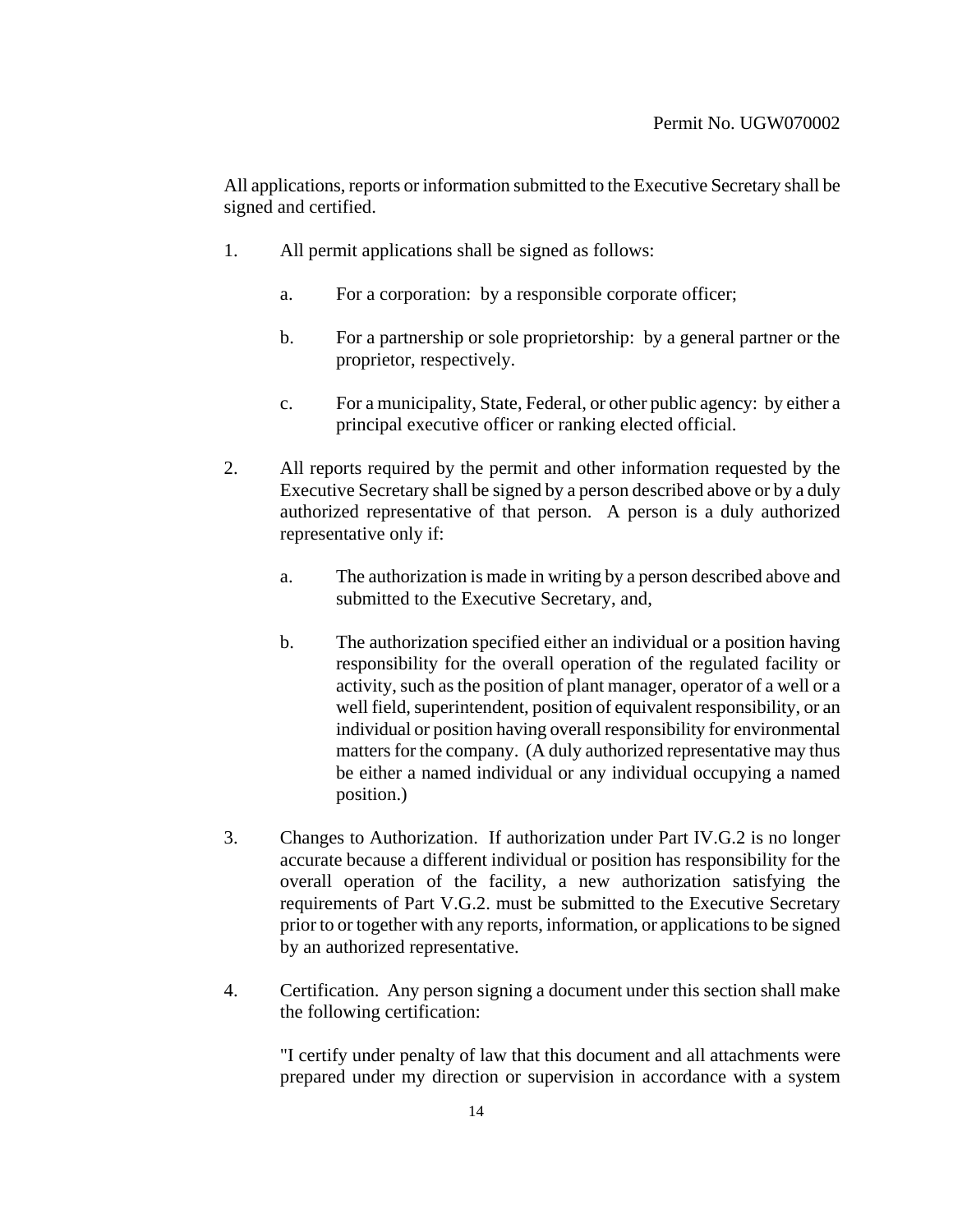All applications, reports or information submitted to the Executive Secretary shall be signed and certified.

1. All permit applications shall be signed as follows:

    a. For a corporation: by a responsible corporate officer;

    b. For a partnership or sole proprietorship: by a general partner or the proprietor, respectively.

    c. For a municipality, State, Federal, or other public agency: by either a principal executive officer or ranking elected official.

2. All reports required by the permit and other information requested by the Executive Secretary shall be signed by a person described above or by a duly authorized representative of that person. A person is a duly authorized representative only if:

    a. The authorization is made in writing by a person described above and submitted to the Executive Secretary, and,

    b. The authorization specified either an individual or a position having responsibility for the overall operation of the regulated facility or activity, such as the position of plant manager, operator of a well or a well field, superintendent, position of equivalent responsibility, or an individual or position having overall responsibility for environmental matters for the company. (A duly authorized representative may thus be either a named individual or any individual occupying a named position.)

3. Changes to Authorization. If authorization under Part IV.G.2 is no longer accurate because a different individual or position has responsibility for the overall operation of the facility, a new authorization satisfying the requirements of Part V.G.2. must be submitted to the Executive Secretary prior to or together with any reports, information, or applications to be signed by an authorized representative.

4. Certification. Any person signing a document under this section shall make the following certification:

    "I certify under penalty of law that this document and all attachments were prepared under my direction or supervision in accordance with a system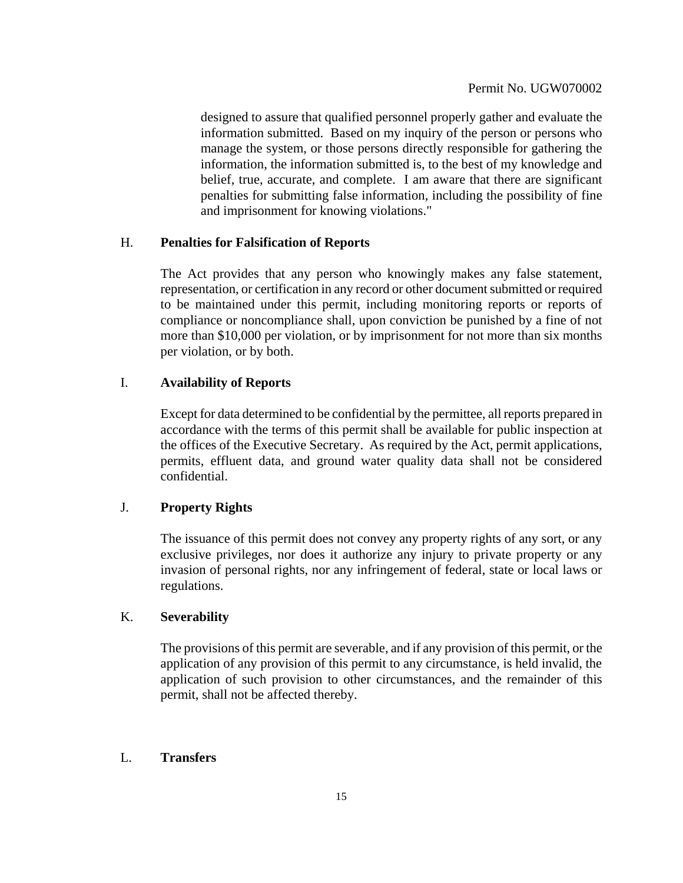designed to assure that qualified personnel properly gather and evaluate the information submitted. Based on my inquiry of the person or persons who manage the system, or those persons directly responsible for gathering the information, the information submitted is, to the best of my knowledge and belief, true, accurate, and complete. I am aware that there are significant penalties for submitting false information, including the possibility of fine and imprisonment for knowing violations."

H. **Penalties for Falsification of Reports**

The Act provides that any person who knowingly makes any false statement, representation, or certification in any record or other document submitted or required to be maintained under this permit, including monitoring reports or reports of compliance or noncompliance shall, upon conviction be punished by a fine of not more than $10,000 per violation, or by imprisonment for not more than six months per violation, or by both.

I. **Availability of Reports**

Except for data determined to be confidential by the permittee, all reports prepared in accordance with the terms of this permit shall be available for public inspection at the offices of the Executive Secretary. As required by the Act, permit applications, permits, effluent data, and ground water quality data shall not be considered confidential.

J. **Property Rights**

The issuance of this permit does not convey any property rights of any sort, or any exclusive privileges, nor does it authorize any injury to private property or any invasion of personal rights, nor any infringement of federal, state or local laws or regulations.

K. **Severability**

The provisions of this permit are severable, and if any provision of this permit, or the application of any provision of this permit to any circumstance, is held invalid, the application of such provision to other circumstances, and the remainder of this permit, shall not be affected thereby.

L. **Transfers**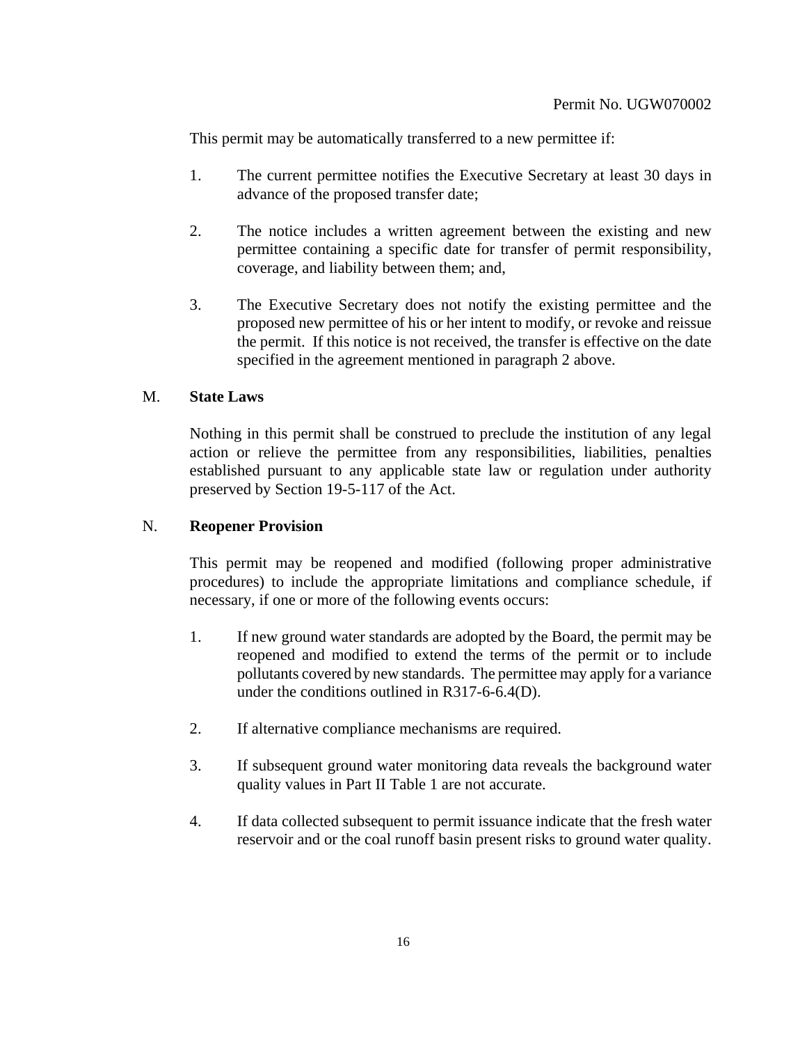This permit may be automatically transferred to a new permittee if:

1. The current permittee notifies the Executive Secretary at least 30 days in advance of the proposed transfer date;

2. The notice includes a written agreement between the existing and new permittee containing a specific date for transfer of permit responsibility, coverage, and liability between them; and,

3. The Executive Secretary does not notify the existing permittee and the proposed new permittee of his or her intent to modify, or revoke and reissue the permit. If this notice is not received, the transfer is effective on the date specified in the agreement mentioned in paragraph 2 above.

M. **State Laws**

Nothing in this permit shall be construed to preclude the institution of any legal action or relieve the permittee from any responsibilities, liabilities, penalties established pursuant to any applicable state law or regulation under authority preserved by Section 19-5-117 of the Act.

N. **Reopener Provision**

This permit may be reopened and modified (following proper administrative procedures) to include the appropriate limitations and compliance schedule, if necessary, if one or more of the following events occurs:

1. If new ground water standards are adopted by the Board, the permit may be reopened and modified to extend the terms of the permit or to include pollutants covered by new standards. The permittee may apply for a variance under the conditions outlined in R317-6-6.4(D).

2. If alternative compliance mechanisms are required.

3. If subsequent ground water monitoring data reveals the background water quality values in Part II Table 1 are not accurate.

4. If data collected subsequent to permit issuance indicate that the fresh water reservoir and or the coal runoff basin present risks to ground water quality.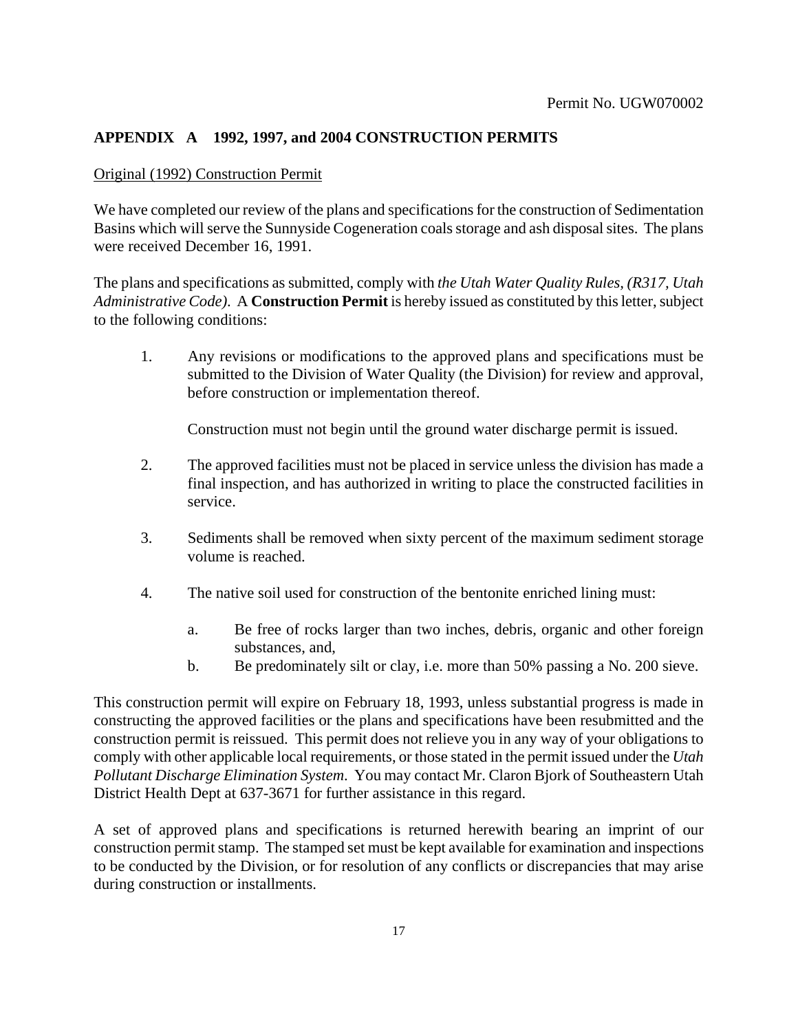Permit No. UGW070002

## APPENDIX A 1992, 1997, and 2004 CONSTRUCTION PERMITS

<u>Original (1992) Construction Permit</u>

We have completed our review of the plans and specifications for the construction of Sedimentation Basins which will serve the Sunnyside Cogeneration coals storage and ash disposal sites. The plans were received December 16, 1991.

The plans and specifications as submitted, comply with *the Utah Water Quality Rules, (R317, Utah Administrative Code)*. A **Construction Permit** is hereby issued as constituted by this letter, subject to the following conditions:

1. Any revisions or modifications to the approved plans and specifications must be submitted to the Division of Water Quality (the Division) for review and approval, before construction or implementation thereof.

   Construction must not begin until the ground water discharge permit is issued.

2. The approved facilities must not be placed in service unless the division has made a final inspection, and has authorized in writing to place the constructed facilities in service.

3. Sediments shall be removed when sixty percent of the maximum sediment storage volume is reached.

4. The native soil used for construction of the bentonite enriched lining must:

   a. Be free of rocks larger than two inches, debris, organic and other foreign substances, and,

   b. Be predominately silt or clay, i.e. more than 50% passing a No. 200 sieve.

This construction permit will expire on February 18, 1993, unless substantial progress is made in constructing the approved facilities or the plans and specifications have been resubmitted and the construction permit is reissued. This permit does not relieve you in any way of your obligations to comply with other applicable local requirements, or those stated in the permit issued under the *Utah Pollutant Discharge Elimination System*. You may contact Mr. Claron Bjork of Southeastern Utah District Health Dept at 637-3671 for further assistance in this regard.

A set of approved plans and specifications is returned herewith bearing an imprint of our construction permit stamp. The stamped set must be kept available for examination and inspections to be conducted by the Division, or for resolution of any conflicts or discrepancies that may arise during construction or installments.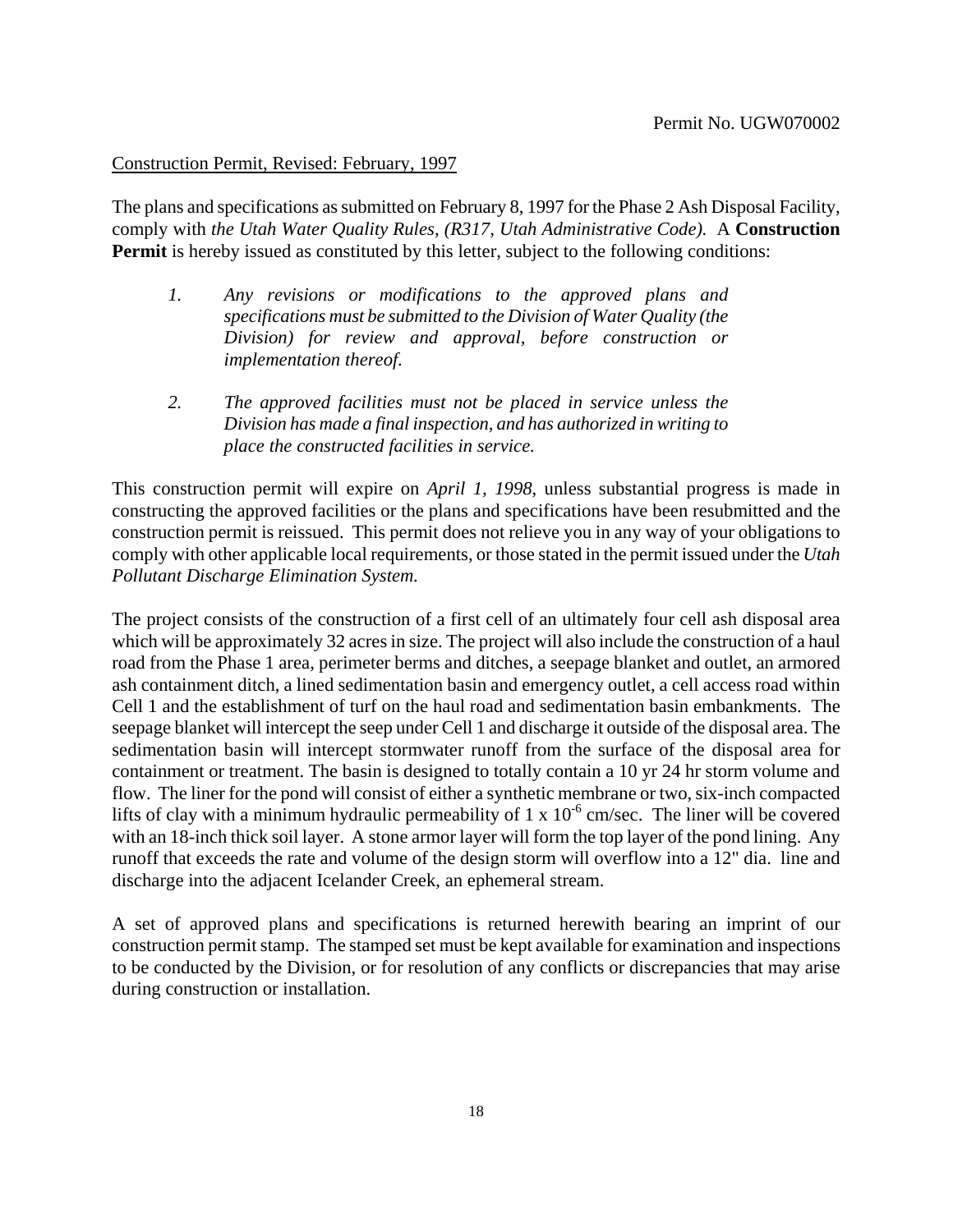Permit No. UGW070002

Construction Permit, Revised: February, 1997

The plans and specifications as submitted on February 8, 1997 for the Phase 2 Ash Disposal Facility, comply with *the Utah Water Quality Rules, (R317, Utah Administrative Code).* A **Construction Permit** is hereby issued as constituted by this letter, subject to the following conditions:

1. *Any revisions or modifications to the approved plans and specifications must be submitted to the Division of Water Quality (the Division) for review and approval, before construction or implementation thereof.*

2. *The approved facilities must not be placed in service unless the Division has made a final inspection, and has authorized in writing to place the constructed facilities in service.*

This construction permit will expire on *April 1, 1998,* unless substantial progress is made in constructing the approved facilities or the plans and specifications have been resubmitted and the construction permit is reissued. This permit does not relieve you in any way of your obligations to comply with other applicable local requirements, or those stated in the permit issued under the *Utah Pollutant Discharge Elimination System.*

The project consists of the construction of a first cell of an ultimately four cell ash disposal area which will be approximately 32 acres in size. The project will also include the construction of a haul road from the Phase 1 area, perimeter berms and ditches, a seepage blanket and outlet, an armored ash containment ditch, a lined sedimentation basin and emergency outlet, a cell access road within Cell 1 and the establishment of turf on the haul road and sedimentation basin embankments. The seepage blanket will intercept the seep under Cell 1 and discharge it outside of the disposal area. The sedimentation basin will intercept stormwater runoff from the surface of the disposal area for containment or treatment. The basin is designed to totally contain a 10 yr 24 hr storm volume and flow. The liner for the pond will consist of either a synthetic membrane or two, six-inch compacted lifts of clay with a minimum hydraulic permeability of $1 \times 10^{-6}$ cm/sec. The liner will be covered with an 18-inch thick soil layer. A stone armor layer will form the top layer of the pond lining. Any runoff that exceeds the rate and volume of the design storm will overflow into a 12" dia. line and discharge into the adjacent Icelander Creek, an ephemeral stream.

A set of approved plans and specifications is returned herewith bearing an imprint of our construction permit stamp. The stamped set must be kept available for examination and inspections to be conducted by the Division, or for resolution of any conflicts or discrepancies that may arise during construction or installation.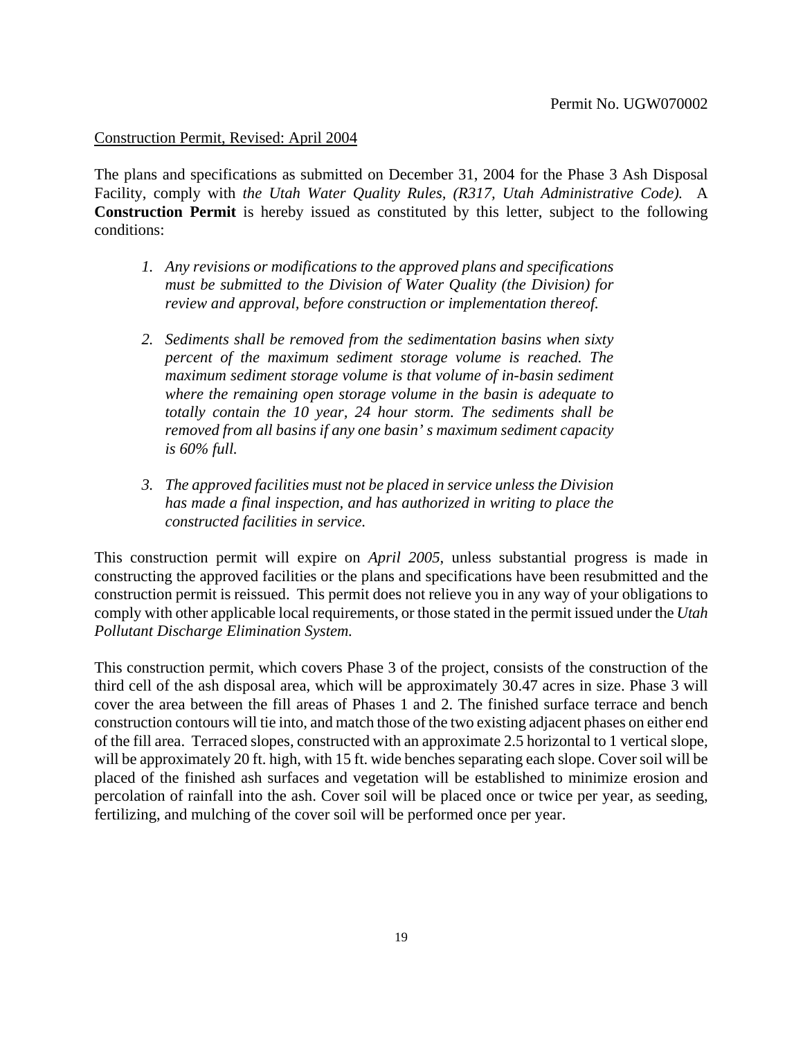Permit No. UGW070002

Construction Permit, Revised: April 2004

The plans and specifications as submitted on December 31, 2004 for the Phase 3 Ash Disposal Facility, comply with *the Utah Water Quality Rules, (R317, Utah Administrative Code).* A **Construction Permit** is hereby issued as constituted by this letter, subject to the following conditions:

1. *Any revisions or modifications to the approved plans and specifications must be submitted to the Division of Water Quality (the Division) for review and approval, before construction or implementation thereof.*

2. *Sediments shall be removed from the sedimentation basins when sixty percent of the maximum sediment storage volume is reached. The maximum sediment storage volume is that volume of in-basin sediment where the remaining open storage volume in the basin is adequate to totally contain the 10 year, 24 hour storm. The sediments shall be removed from all basins if any one basin' s maximum sediment capacity is 60% full.*

3. *The approved facilities must not be placed in service unless the Division has made a final inspection, and has authorized in writing to place the constructed facilities in service.*

This construction permit will expire on *April 2005,* unless substantial progress is made in constructing the approved facilities or the plans and specifications have been resubmitted and the construction permit is reissued. This permit does not relieve you in any way of your obligations to comply with other applicable local requirements, or those stated in the permit issued under the *Utah Pollutant Discharge Elimination System.*

This construction permit, which covers Phase 3 of the project, consists of the construction of the third cell of the ash disposal area, which will be approximately 30.47 acres in size. Phase 3 will cover the area between the fill areas of Phases 1 and 2. The finished surface terrace and bench construction contours will tie into, and match those of the two existing adjacent phases on either end of the fill area. Terraced slopes, constructed with an approximate 2.5 horizontal to 1 vertical slope, will be approximately 20 ft. high, with 15 ft. wide benches separating each slope. Cover soil will be placed of the finished ash surfaces and vegetation will be established to minimize erosion and percolation of rainfall into the ash. Cover soil will be placed once or twice per year, as seeding, fertilizing, and mulching of the cover soil will be performed once per year.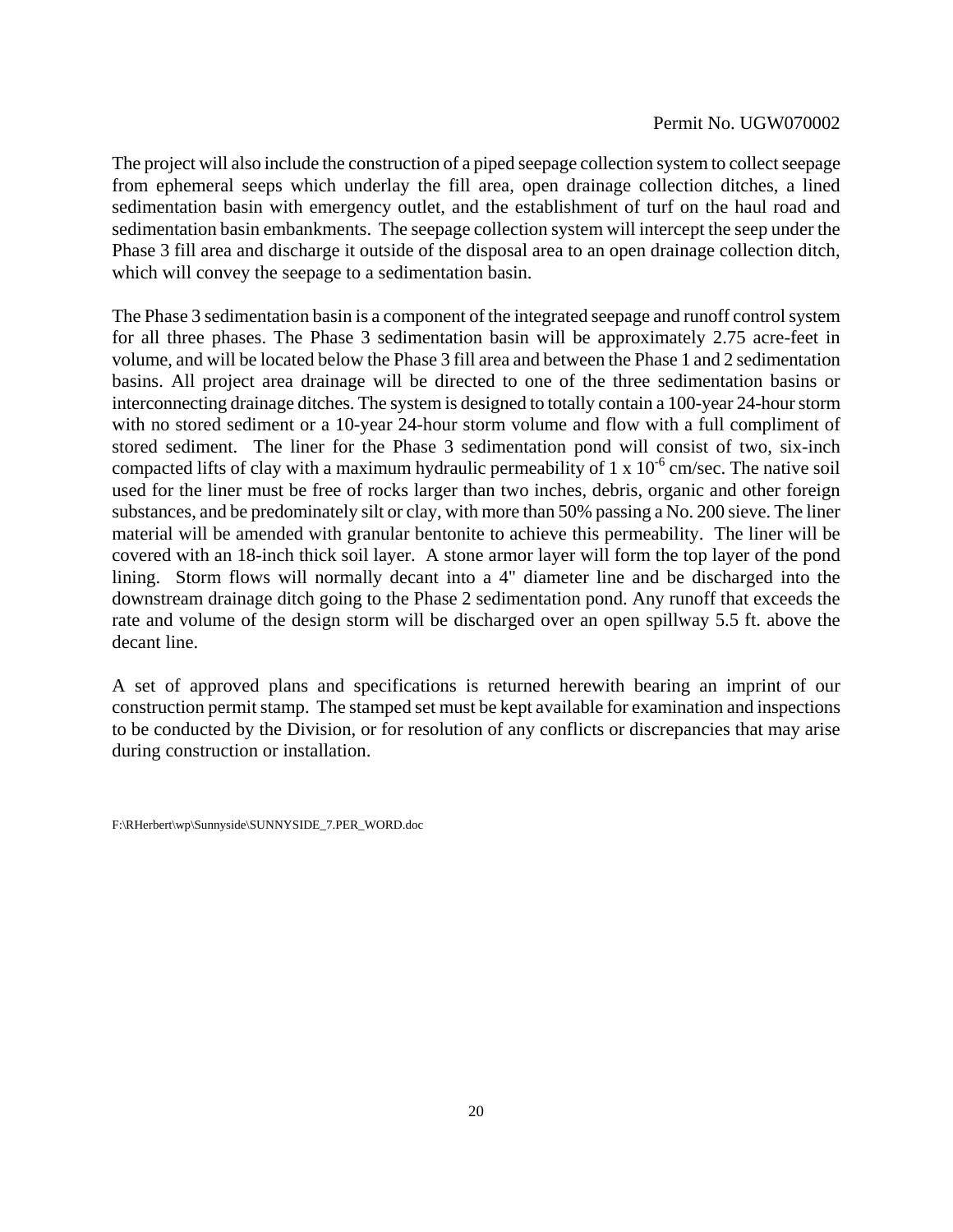The project will also include the construction of a piped seepage collection system to collect seepage from ephemeral seeps which underlay the fill area, open drainage collection ditches, a lined sedimentation basin with emergency outlet, and the establishment of turf on the haul road and sedimentation basin embankments. The seepage collection system will intercept the seep under the Phase 3 fill area and discharge it outside of the disposal area to an open drainage collection ditch, which will convey the seepage to a sedimentation basin.

The Phase 3 sedimentation basin is a component of the integrated seepage and runoff control system for all three phases. The Phase 3 sedimentation basin will be approximately 2.75 acre-feet in volume, and will be located below the Phase 3 fill area and between the Phase 1 and 2 sedimentation basins. All project area drainage will be directed to one of the three sedimentation basins or interconnecting drainage ditches. The system is designed to totally contain a 100-year 24-hour storm with no stored sediment or a 10-year 24-hour storm volume and flow with a full compliment of stored sediment. The liner for the Phase 3 sedimentation pond will consist of two, six-inch compacted lifts of clay with a maximum hydraulic permeability of $1 \times 10^{-6}$ cm/sec. The native soil used for the liner must be free of rocks larger than two inches, debris, organic and other foreign substances, and be predominately silt or clay, with more than 50% passing a No. 200 sieve. The liner material will be amended with granular bentonite to achieve this permeability. The liner will be covered with an 18-inch thick soil layer. A stone armor layer will form the top layer of the pond lining. Storm flows will normally decant into a 4" diameter line and be discharged into the downstream drainage ditch going to the Phase 2 sedimentation pond. Any runoff that exceeds the rate and volume of the design storm will be discharged over an open spillway 5.5 ft. above the decant line.

A set of approved plans and specifications is returned herewith bearing an imprint of our construction permit stamp. The stamped set must be kept available for examination and inspections to be conducted by the Division, or for resolution of any conflicts or discrepancies that may arise during construction or installation.

F:\RHerbert\wp\Sunnyside\SUNNYSIDE_7.PER_WORD.doc